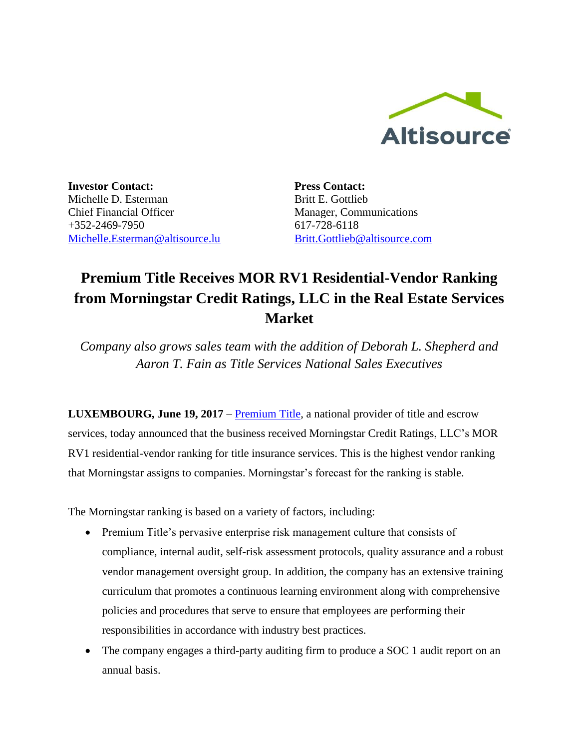Altisource

**Investor Contact:**
Michelle D. Esterman
Chief Financial Officer
+352-2469-7950
Michelle.Esterman@altisource.lu

**Press Contact:**
Britt E. Gottlieb
Manager, Communications
617-728-6118
Britt.Gottlieb@altisource.com

# Premium Title Receives MOR RV1 Residential-Vendor Ranking from Morningstar Credit Ratings, LLC in the Real Estate Services Market

*Company also grows sales team with the addition of Deborah L. Shepherd and Aaron T. Fain as Title Services National Sales Executives*

**LUXEMBOURG, June 19, 2017** – Premium Title, a national provider of title and escrow services, today announced that the business received Morningstar Credit Ratings, LLC's MOR RV1 residential-vendor ranking for title insurance services. This is the highest vendor ranking that Morningstar assigns to companies. Morningstar's forecast for the ranking is stable.

The Morningstar ranking is based on a variety of factors, including:

- Premium Title's pervasive enterprise risk management culture that consists of compliance, internal audit, self-risk assessment protocols, quality assurance and a robust vendor management oversight group. In addition, the company has an extensive training curriculum that promotes a continuous learning environment along with comprehensive policies and procedures that serve to ensure that employees are performing their responsibilities in accordance with industry best practices.
- The company engages a third-party auditing firm to produce a SOC 1 audit report on an annual basis.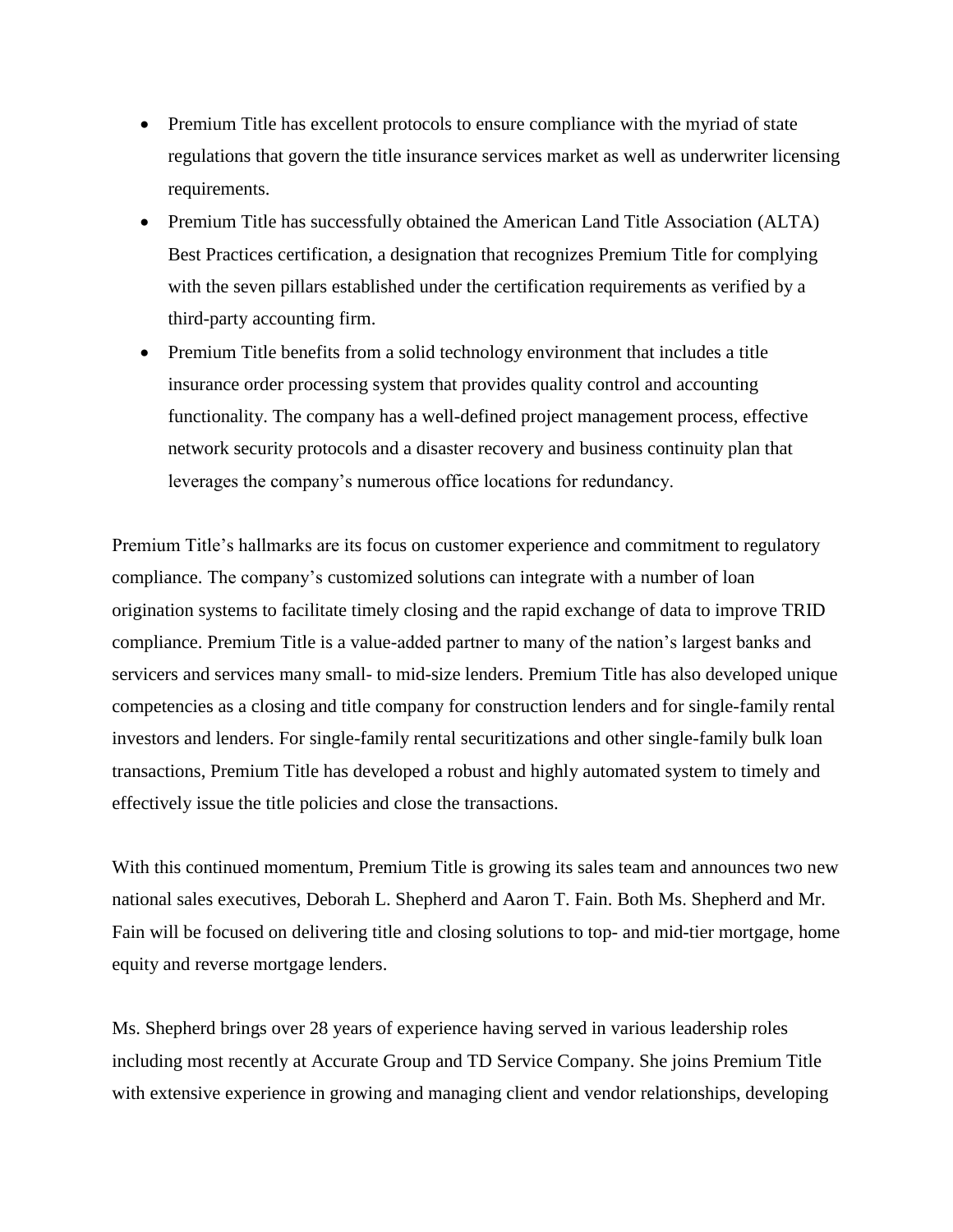- Premium Title has excellent protocols to ensure compliance with the myriad of state regulations that govern the title insurance services market as well as underwriter licensing requirements.
- Premium Title has successfully obtained the American Land Title Association (ALTA) Best Practices certification, a designation that recognizes Premium Title for complying with the seven pillars established under the certification requirements as verified by a third-party accounting firm.
- Premium Title benefits from a solid technology environment that includes a title insurance order processing system that provides quality control and accounting functionality. The company has a well-defined project management process, effective network security protocols and a disaster recovery and business continuity plan that leverages the company's numerous office locations for redundancy.

Premium Title's hallmarks are its focus on customer experience and commitment to regulatory compliance. The company's customized solutions can integrate with a number of loan origination systems to facilitate timely closing and the rapid exchange of data to improve TRID compliance. Premium Title is a value-added partner to many of the nation's largest banks and servicers and services many small- to mid-size lenders. Premium Title has also developed unique competencies as a closing and title company for construction lenders and for single-family rental investors and lenders. For single-family rental securitizations and other single-family bulk loan transactions, Premium Title has developed a robust and highly automated system to timely and effectively issue the title policies and close the transactions.

With this continued momentum, Premium Title is growing its sales team and announces two new national sales executives, Deborah L. Shepherd and Aaron T. Fain. Both Ms. Shepherd and Mr. Fain will be focused on delivering title and closing solutions to top- and mid-tier mortgage, home equity and reverse mortgage lenders.

Ms. Shepherd brings over 28 years of experience having served in various leadership roles including most recently at Accurate Group and TD Service Company. She joins Premium Title with extensive experience in growing and managing client and vendor relationships, developing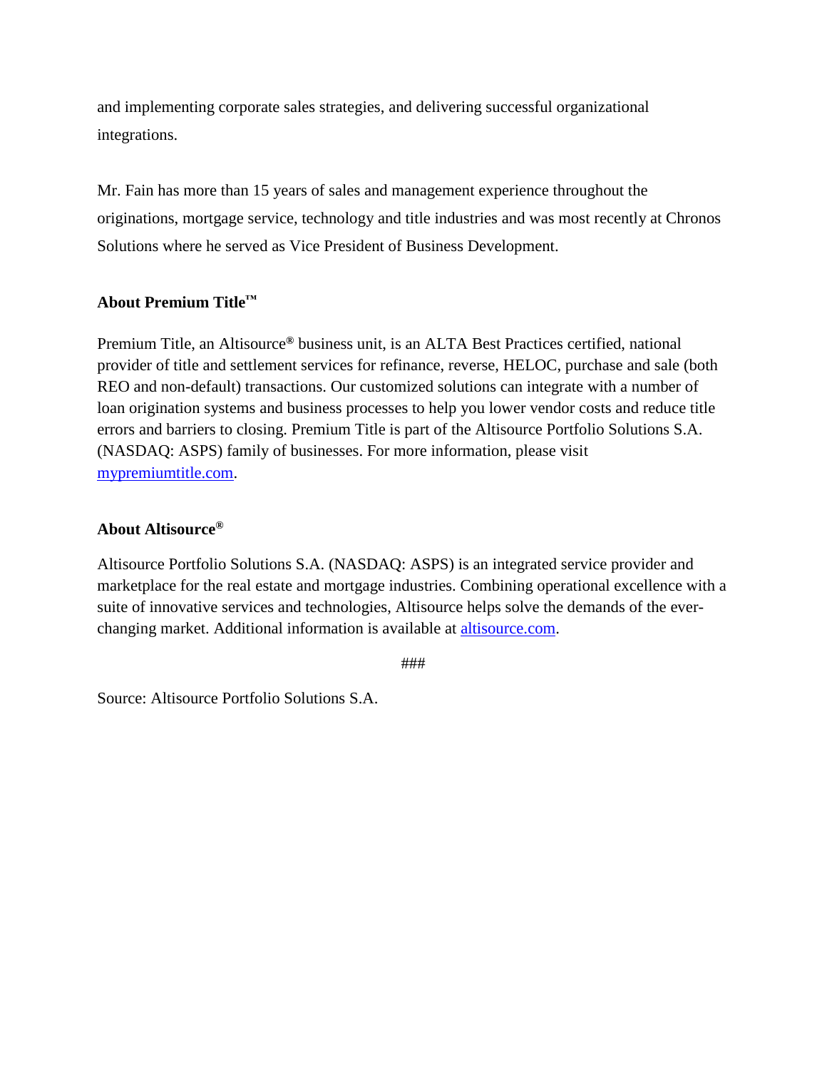and implementing corporate sales strategies, and delivering successful organizational integrations.

Mr. Fain has more than 15 years of sales and management experience throughout the originations, mortgage service, technology and title industries and was most recently at Chronos Solutions where he served as Vice President of Business Development.

**About Premium Title™**

Premium Title, an Altisource® business unit, is an ALTA Best Practices certified, national provider of title and settlement services for refinance, reverse, HELOC, purchase and sale (both REO and non-default) transactions. Our customized solutions can integrate with a number of loan origination systems and business processes to help you lower vendor costs and reduce title errors and barriers to closing. Premium Title is part of the Altisource Portfolio Solutions S.A. (NASDAQ: ASPS) family of businesses. For more information, please visit [mypremiumtitle.com](mypremiumtitle.com).

**About Altisource®**

Altisource Portfolio Solutions S.A. (NASDAQ: ASPS) is an integrated service provider and marketplace for the real estate and mortgage industries. Combining operational excellence with a suite of innovative services and technologies, Altisource helps solve the demands of the ever-changing market. Additional information is available at [altisource.com](altisource.com).

###

Source: Altisource Portfolio Solutions S.A.